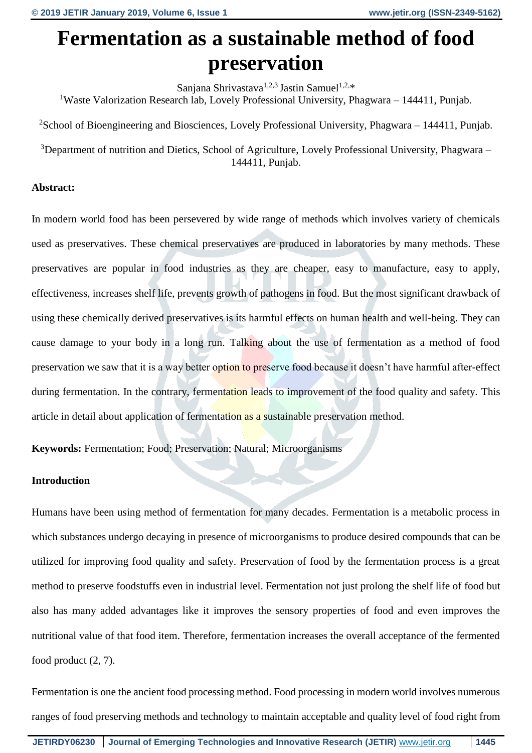# Fermentation as a sustainable method of food preservation

Sanjana Shrivastava[1,2,3] Jastin Samuel[1,2,*]

[1]Waste Valorization Research lab, Lovely Professional University, Phagwara – 144411, Punjab.

[2]School of Bioengineering and Biosciences, Lovely Professional University, Phagwara – 144411, Punjab.

[3]Department of nutrition and Dietics, School of Agriculture, Lovely Professional University, Phagwara – 144411, Punjab.

**Abstract:**

In modern world food has been persevered by wide range of methods which involves variety of chemicals used as preservatives. These chemical preservatives are produced in laboratories by many methods. These preservatives are popular in food industries as they are cheaper, easy to manufacture, easy to apply, effectiveness, increases shelf life, prevents growth of pathogens in food. But the most significant drawback of using these chemically derived preservatives is its harmful effects on human health and well-being. They can cause damage to your body in a long run. Talking about the use of fermentation as a method of food preservation we saw that it is a way better option to preserve food because it doesn't have harmful after-effect during fermentation. In the contrary, fermentation leads to improvement of the food quality and safety. This article in detail about application of fermentation as a sustainable preservation method.

**Keywords:** Fermentation; Food; Preservation; Natural; Microorganisms

**Introduction**

Humans have been using method of fermentation for many decades. Fermentation is a metabolic process in which substances undergo decaying in presence of microorganisms to produce desired compounds that can be utilized for improving food quality and safety. Preservation of food by the fermentation process is a great method to preserve foodstuffs even in industrial level. Fermentation not just prolong the shelf life of food but also has many added advantages like it improves the sensory properties of food and even improves the nutritional value of that food item. Therefore, fermentation increases the overall acceptance of the fermented food product (2, 7).

Fermentation is one the ancient food processing method. Food processing in modern world involves numerous ranges of food preserving methods and technology to maintain acceptable and quality level of food right from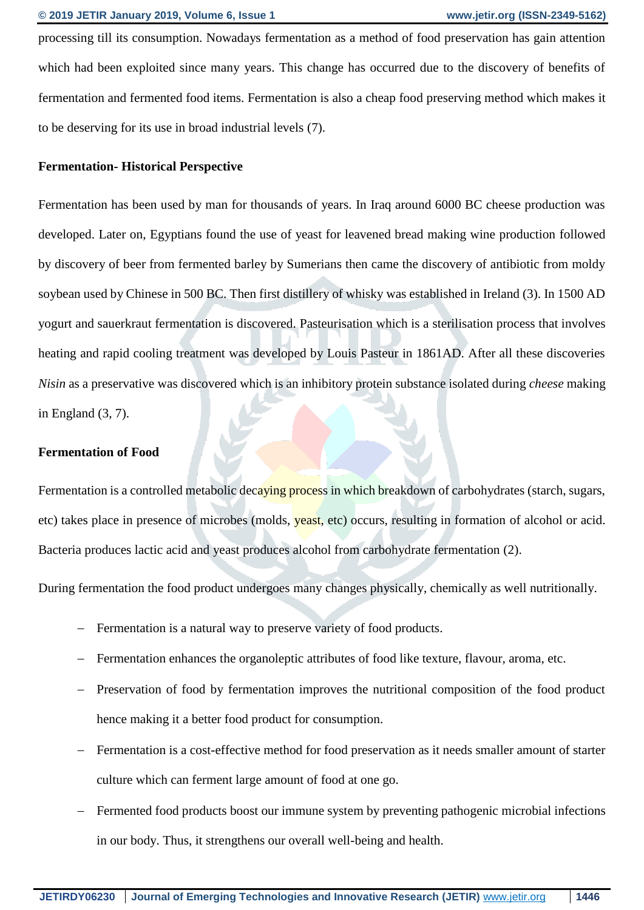processing till its consumption. Nowadays fermentation as a method of food preservation has gain attention which had been exploited since many years. This change has occurred due to the discovery of benefits of fermentation and fermented food items. Fermentation is also a cheap food preserving method which makes it to be deserving for its use in broad industrial levels (7).

**Fermentation- Historical Perspective**

Fermentation has been used by man for thousands of years. In Iraq around 6000 BC cheese production was developed. Later on, Egyptians found the use of yeast for leavened bread making wine production followed by discovery of beer from fermented barley by Sumerians then came the discovery of antibiotic from moldy soybean used by Chinese in 500 BC. Then first distillery of whisky was established in Ireland (3). In 1500 AD yogurt and sauerkraut fermentation is discovered. Pasteurisation which is a sterilisation process that involves heating and rapid cooling treatment was developed by Louis Pasteur in 1861AD. After all these discoveries *Nisin* as a preservative was discovered which is an inhibitory protein substance isolated during *cheese* making in England (3, 7).

**Fermentation of Food**

Fermentation is a controlled metabolic decaying process in which breakdown of carbohydrates (starch, sugars, etc) takes place in presence of microbes (molds, yeast, etc) occurs, resulting in formation of alcohol or acid. Bacteria produces lactic acid and yeast produces alcohol from carbohydrate fermentation (2).

During fermentation the food product undergoes many changes physically, chemically as well nutritionally.

- Fermentation is a natural way to preserve variety of food products.
- Fermentation enhances the organoleptic attributes of food like texture, flavour, aroma, etc.
- Preservation of food by fermentation improves the nutritional composition of the food product hence making it a better food product for consumption.
- Fermentation is a cost-effective method for food preservation as it needs smaller amount of starter culture which can ferment large amount of food at one go.
- Fermented food products boost our immune system by preventing pathogenic microbial infections in our body. Thus, it strengthens our overall well-being and health.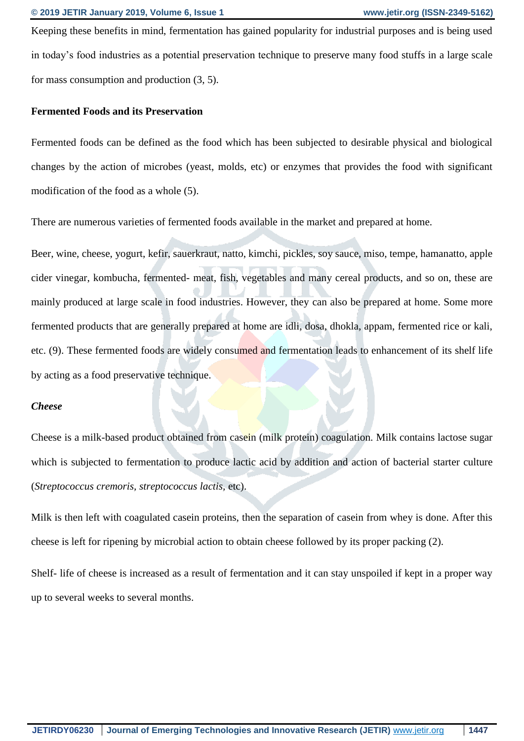Keeping these benefits in mind, fermentation has gained popularity for industrial purposes and is being used in today's food industries as a potential preservation technique to preserve many food stuffs in a large scale for mass consumption and production (3, 5).

**Fermented Foods and its Preservation**

Fermented foods can be defined as the food which has been subjected to desirable physical and biological changes by the action of microbes (yeast, molds, etc) or enzymes that provides the food with significant modification of the food as a whole (5).

There are numerous varieties of fermented foods available in the market and prepared at home.

Beer, wine, cheese, yogurt, kefir, sauerkraut, natto, kimchi, pickles, soy sauce, miso, tempe, hamanatto, apple cider vinegar, kombucha, fermented- meat, fish, vegetables and many cereal products, and so on, these are mainly produced at large scale in food industries. However, they can also be prepared at home. Some more fermented products that are generally prepared at home are idli, dosa, dhokla, appam, fermented rice or kali, etc. (9). These fermented foods are widely consumed and fermentation leads to enhancement of its shelf life by acting as a food preservative technique.

***Cheese***

Cheese is a milk-based product obtained from casein (milk protein) coagulation. Milk contains lactose sugar which is subjected to fermentation to produce lactic acid by addition and action of bacterial starter culture (*Streptococcus cremoris, streptococcus lactis,* etc).

Milk is then left with coagulated casein proteins, then the separation of casein from whey is done. After this cheese is left for ripening by microbial action to obtain cheese followed by its proper packing (2).

Shelf- life of cheese is increased as a result of fermentation and it can stay unspoiled if kept in a proper way up to several weeks to several months.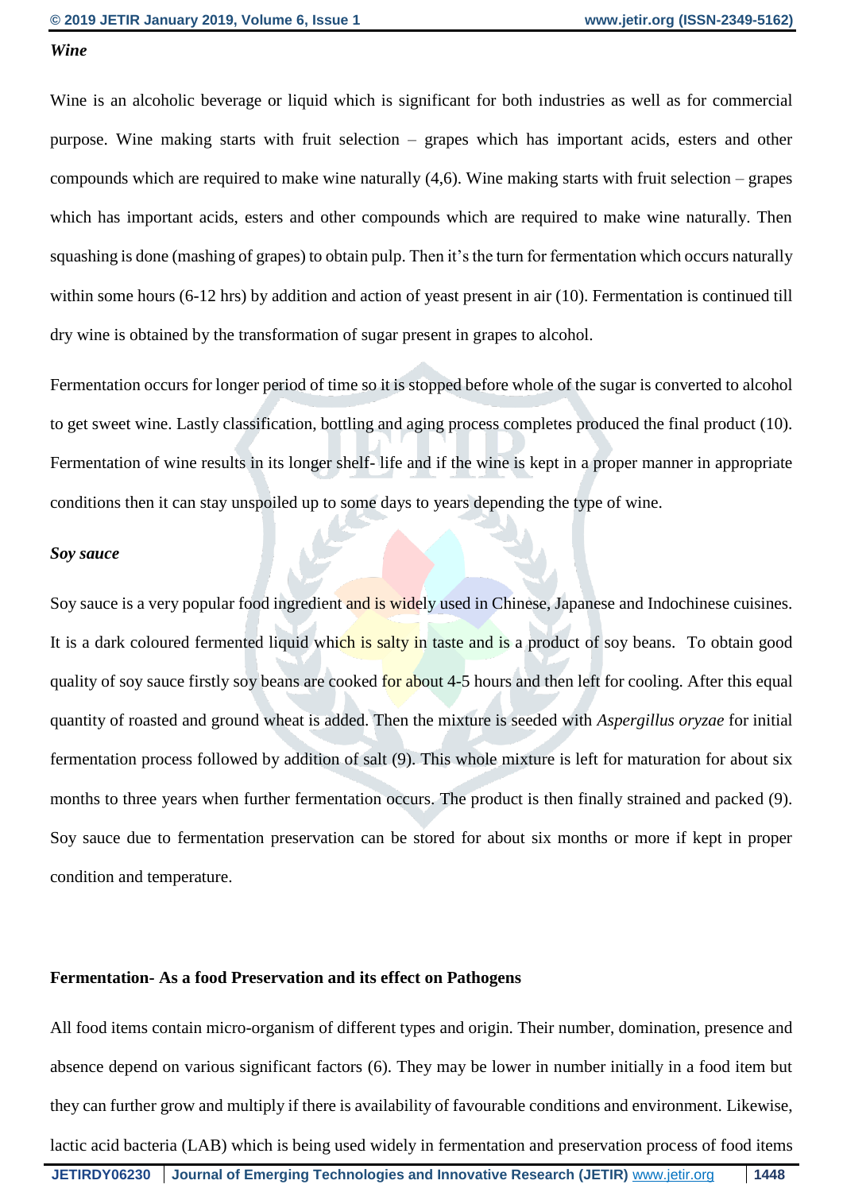### *Wine*

Wine is an alcoholic beverage or liquid which is significant for both industries as well as for commercial purpose. Wine making starts with fruit selection – grapes which has important acids, esters and other compounds which are required to make wine naturally (4,6). Wine making starts with fruit selection – grapes which has important acids, esters and other compounds which are required to make wine naturally. Then squashing is done (mashing of grapes) to obtain pulp. Then it's the turn for fermentation which occurs naturally within some hours (6-12 hrs) by addition and action of yeast present in air (10). Fermentation is continued till dry wine is obtained by the transformation of sugar present in grapes to alcohol.

Fermentation occurs for longer period of time so it is stopped before whole of the sugar is converted to alcohol to get sweet wine. Lastly classification, bottling and aging process completes produced the final product (10). Fermentation of wine results in its longer shelf- life and if the wine is kept in a proper manner in appropriate conditions then it can stay unspoiled up to some days to years depending the type of wine.

### *Soy sauce*

Soy sauce is a very popular food ingredient and is widely used in Chinese, Japanese and Indochinese cuisines. It is a dark coloured fermented liquid which is salty in taste and is a product of soy beans. To obtain good quality of soy sauce firstly soy beans are cooked for about 4-5 hours and then left for cooling. After this equal quantity of roasted and ground wheat is added. Then the mixture is seeded with *Aspergillus oryzae* for initial fermentation process followed by addition of salt (9). This whole mixture is left for maturation for about six months to three years when further fermentation occurs. The product is then finally strained and packed (9). Soy sauce due to fermentation preservation can be stored for about six months or more if kept in proper condition and temperature.

## Fermentation- As a food Preservation and its effect on Pathogens

All food items contain micro-organism of different types and origin. Their number, domination, presence and absence depend on various significant factors (6). They may be lower in number initially in a food item but they can further grow and multiply if there is availability of favourable conditions and environment. Likewise, lactic acid bacteria (LAB) which is being used widely in fermentation and preservation process of food items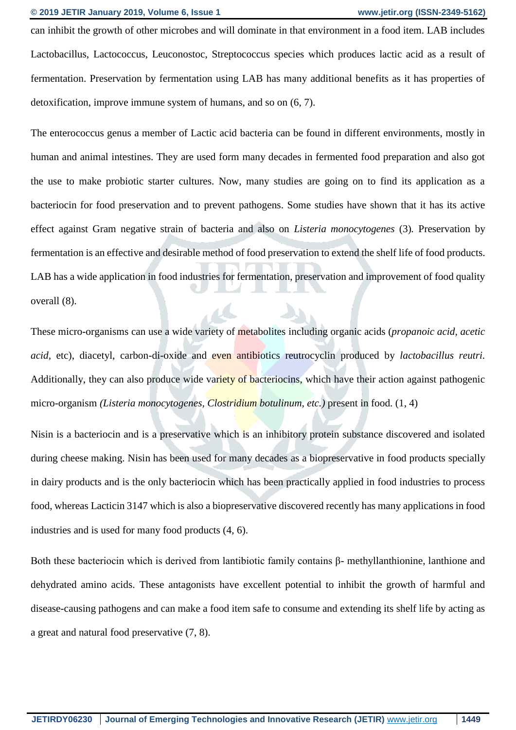can inhibit the growth of other microbes and will dominate in that environment in a food item. LAB includes Lactobacillus, Lactococcus, Leuconostoc, Streptococcus species which produces lactic acid as a result of fermentation. Preservation by fermentation using LAB has many additional benefits as it has properties of detoxification, improve immune system of humans, and so on (6, 7).

The enterococcus genus a member of Lactic acid bacteria can be found in different environments, mostly in human and animal intestines. They are used form many decades in fermented food preparation and also got the use to make probiotic starter cultures. Now, many studies are going on to find its application as a bacteriocin for food preservation and to prevent pathogens. Some studies have shown that it has its active effect against Gram negative strain of bacteria and also on *Listeria monocytogenes* (3)*.* Preservation by fermentation is an effective and desirable method of food preservation to extend the shelf life of food products. LAB has a wide application in food industries for fermentation, preservation and improvement of food quality overall (8).

These micro-organisms can use a wide variety of metabolites including organic acids (*propanoic acid, acetic acid,* etc), diacetyl, carbon-di-oxide and even antibiotics reutrocyclin produced by *lactobacillus reutri*. Additionally, they can also produce wide variety of bacteriocins, which have their action against pathogenic micro-organism *(Listeria monocytogenes, Clostridium botulinum, etc.)* present in food. (1, 4)

Nisin is a bacteriocin and is a preservative which is an inhibitory protein substance discovered and isolated during cheese making. Nisin has been used for many decades as a biopreservative in food products specially in dairy products and is the only bacteriocin which has been practically applied in food industries to process food, whereas Lacticin 3147 which is also a biopreservative discovered recently has many applications in food industries and is used for many food products (4, 6).

Both these bacteriocin which is derived from lantibiotic family contains β- methyllanthionine, lanthione and dehydrated amino acids. These antagonists have excellent potential to inhibit the growth of harmful and disease-causing pathogens and can make a food item safe to consume and extending its shelf life by acting as a great and natural food preservative (7, 8).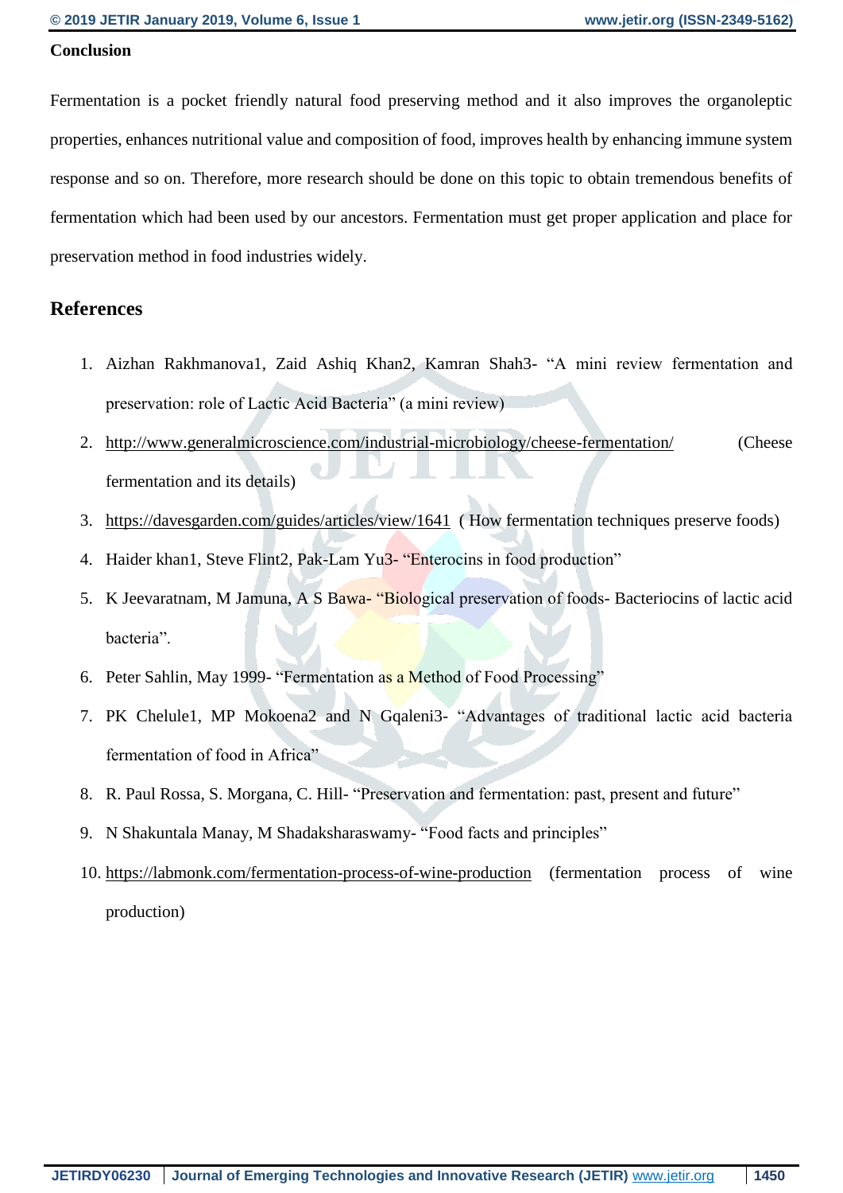**Conclusion**

Fermentation is a pocket friendly natural food preserving method and it also improves the organoleptic properties, enhances nutritional value and composition of food, improves health by enhancing immune system response and so on. Therefore, more research should be done on this topic to obtain tremendous benefits of fermentation which had been used by our ancestors. Fermentation must get proper application and place for preservation method in food industries widely.

## References

1. Aizhan Rakhmanova1, Zaid Ashiq Khan2, Kamran Shah3- "A mini review fermentation and preservation: role of Lactic Acid Bacteria" (a mini review)
2. http://www.generalmicroscience.com/industrial-microbiology/cheese-fermentation/ (Cheese fermentation and its details)
3. https://davesgarden.com/guides/articles/view/1641 ( How fermentation techniques preserve foods)
4. Haider khan1, Steve Flint2, Pak-Lam Yu3- "Enterocins in food production"
5. K Jeevaratnam, M Jamuna, A S Bawa- "Biological preservation of foods- Bacteriocins of lactic acid bacteria".
6. Peter Sahlin, May 1999- "Fermentation as a Method of Food Processing"
7. PK Chelule1, MP Mokoena2 and N Gqaleni3- "Advantages of traditional lactic acid bacteria fermentation of food in Africa"
8. R. Paul Rossa, S. Morgana, C. Hill- "Preservation and fermentation: past, present and future"
9. N Shakuntala Manay, M Shadaksharaswamy- "Food facts and principles"
10. https://labmonk.com/fermentation-process-of-wine-production (fermentation process of wine production)